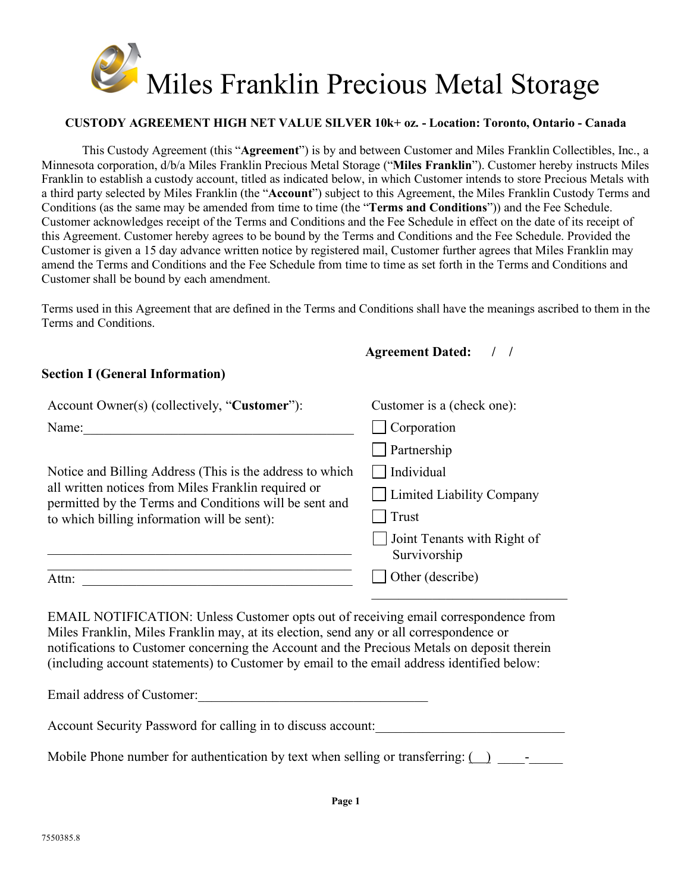# Miles Franklin Precious Metal Storage

**CUSTODY AGREEMENT HIGH NET VALUE SILVER 10k+ oz. - Location: Toronto, Ontario - Canada**

This Custody Agreement (this "**Agreement**") is by and between Customer and Miles Franklin Collectibles, Inc., a Minnesota corporation, d/b/a Miles Franklin Precious Metal Storage ("**Miles Franklin**"). Customer hereby instructs Miles Franklin to establish a custody account, titled as indicated below, in which Customer intends to store Precious Metals with a third party selected by Miles Franklin (the "**Account**") subject to this Agreement, the Miles Franklin Custody Terms and Conditions (as the same may be amended from time to time (the "**Terms and Conditions**")) and the Fee Schedule. Customer acknowledges receipt of the Terms and Conditions and the Fee Schedule in effect on the date of its receipt of this Agreement. Customer hereby agrees to be bound by the Terms and Conditions and the Fee Schedule. Provided the Customer is given a 15 day advance written notice by registered mail, Customer further agrees that Miles Franklin may amend the Terms and Conditions and the Fee Schedule from time to time as set forth in the Terms and Conditions and Customer shall be bound by each amendment.

Terms used in this Agreement that are defined in the Terms and Conditions shall have the meanings ascribed to them in the Terms and Conditions.

**Agreement Dated:** / /

**Section I (General Information)**

Account Owner(s) (collectively, "**Customer**"):

Name:\_\_\_\_\_\_\_\_\_\_\_\_\_\_\_\_\_\_\_\_\_\_\_\_\_\_\_\_\_\_\_\_\_\_\_\_\_\_\_\_

Notice and Billing Address (This is the address to which all written notices from Miles Franklin required or permitted by the Terms and Conditions will be sent and to which billing information will be sent):

\_\_\_\_\_\_\_\_\_\_\_\_\_\_\_\_\_\_\_\_\_\_\_\_\_\_\_\_\_\_\_\_\_\_\_\_\_\_\_\_\_\_\_\_

\_\_\_\_\_\_\_\_\_\_\_\_\_\_\_\_\_\_\_\_\_\_\_\_\_\_\_\_\_\_\_\_\_\_\_\_\_\_\_\_\_\_\_\_

Attn: \_\_\_\_\_\_\_\_\_\_\_\_\_\_\_\_\_\_\_\_\_\_\_\_\_\_\_\_\_\_\_\_\_\_\_\_\_\_\_\_

Customer is a (check one):

- ☐ Corporation
- ☐ Partnership
- ☐ Individual
- ☐ Limited Liability Company
- ☐ Trust
- ☐ Joint Tenants with Right of Survivorship
- ☐ Other (describe)

\_\_\_\_\_\_\_\_\_\_\_\_\_\_\_\_\_\_\_\_\_\_\_\_\_\_\_\_\_\_\_\_

EMAIL NOTIFICATION: Unless Customer opts out of receiving email correspondence from Miles Franklin, Miles Franklin may, at its election, send any or all correspondence or notifications to Customer concerning the Account and the Precious Metals on deposit therein (including account statements) to Customer by email to the email address identified below:

Email address of Customer:\_\_\_\_\_\_\_\_\_\_\_\_\_\_\_\_\_\_\_\_\_\_\_\_\_\_\_\_\_\_\_\_\_\_

Account Security Password for calling in to discuss account:\_\_\_\_\_\_\_\_\_\_\_\_\_\_\_\_\_\_\_\_\_\_\_\_\_\_\_\_

Mobile Phone number for authentication by text when selling or transferring: (\_\_) \_\_\_\_-\_\_\_\_\_

7550385.8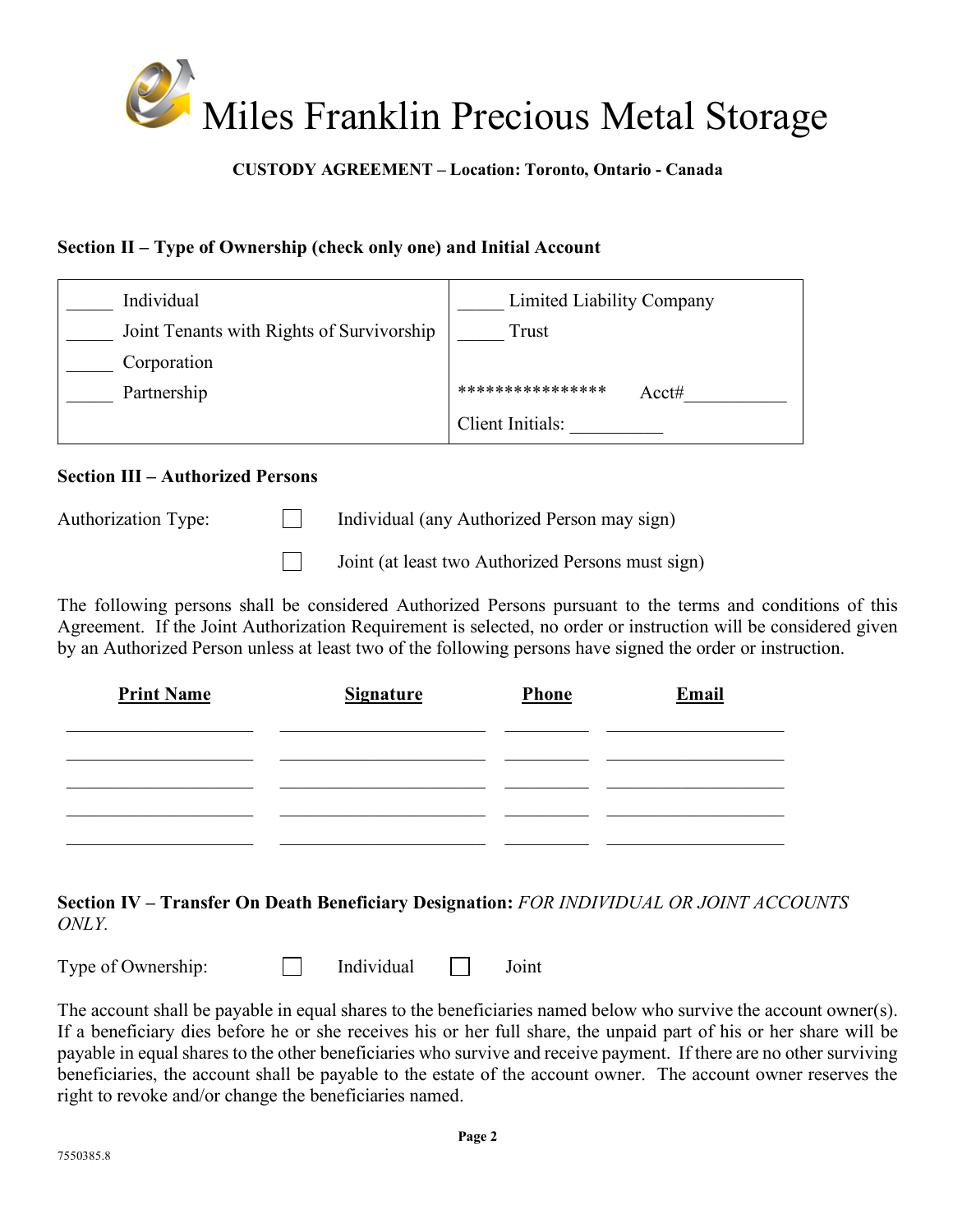# Miles Franklin Precious Metal Storage

**CUSTODY AGREEMENT – Location: Toronto, Ontario - Canada**

**Section II – Type of Ownership (check only one) and Initial Account**

| | |
|---|---|
| _____ Individual | _____ Limited Liability Company |
| _____ Joint Tenants with Rights of Survivorship | _____ Trust |
| _____ Corporation | |
| _____ Partnership | *************** Acct#___________ |
| | Client Initials: __________ |

**Section III – Authorized Persons**

Authorization Type:

☐ Individual (any Authorized Person may sign)

☐ Joint (at least two Authorized Persons must sign)

The following persons shall be considered Authorized Persons pursuant to the terms and conditions of this Agreement. If the Joint Authorization Requirement is selected, no order or instruction will be considered given by an Authorized Person unless at least two of the following persons have signed the order or instruction.

| Print Name | Signature | Phone | Email |
|---|---|---|---|
| | | | |
| | | | |
| | | | |
| | | | |
| | | | |

**Section IV – Transfer On Death Beneficiary Designation:** *FOR INDIVIDUAL OR JOINT ACCOUNTS ONLY.*

Type of Ownership: ☐ Individual ☐ Joint

The account shall be payable in equal shares to the beneficiaries named below who survive the account owner(s). If a beneficiary dies before he or she receives his or her full share, the unpaid part of his or her share will be payable in equal shares to the other beneficiaries who survive and receive payment. If there are no other surviving beneficiaries, the account shall be payable to the estate of the account owner. The account owner reserves the right to revoke and/or change the beneficiaries named.

7550385.8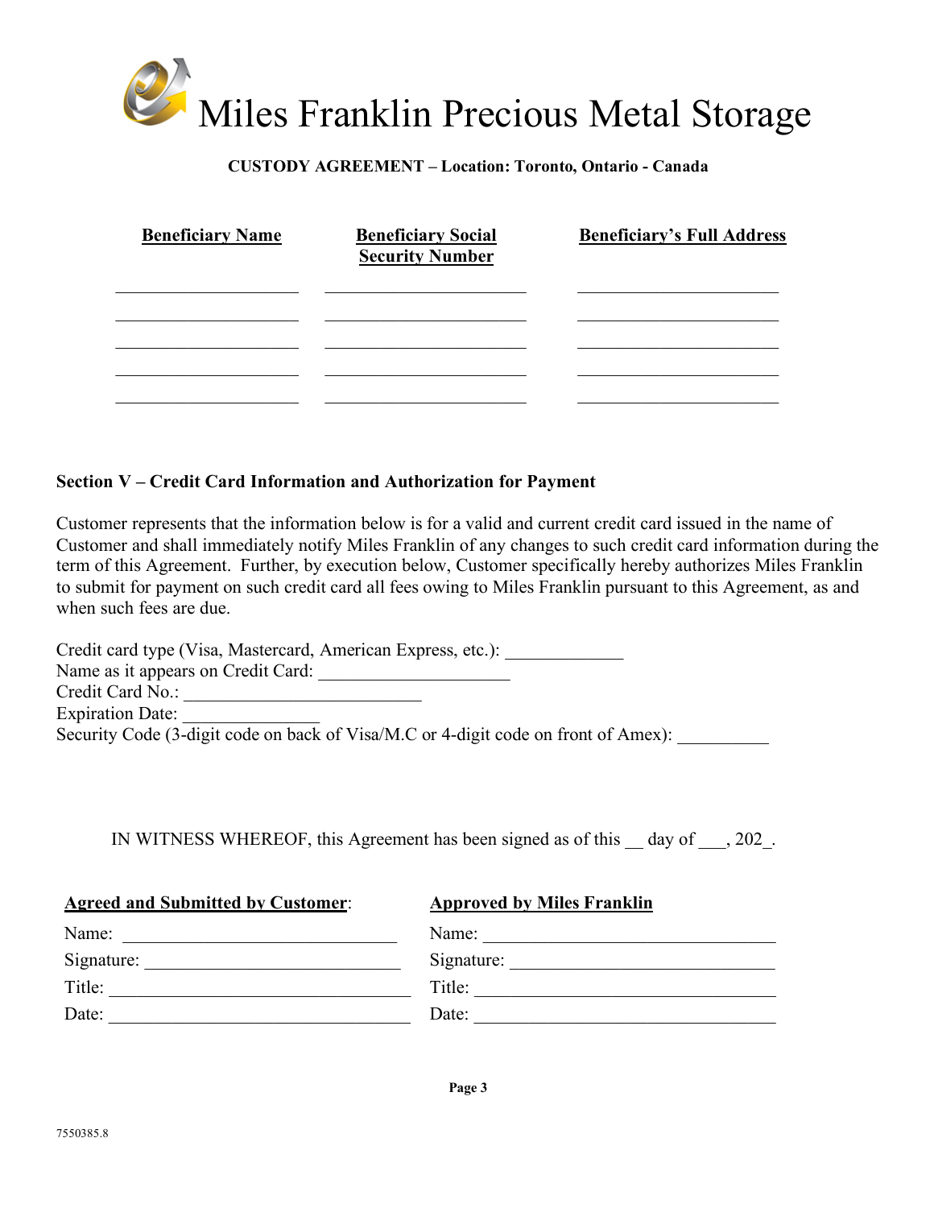# Miles Franklin Precious Metal Storage

**CUSTODY AGREEMENT – Location: Toronto, Ontario - Canada**

| Beneficiary Name | Beneficiary Social Security Number | Beneficiary's Full Address |
|---|---|---|
| ____________________ | ______________________ | ______________________ |
| ____________________ | ______________________ | ______________________ |
| ____________________ | ______________________ | ______________________ |
| ____________________ | ______________________ | ______________________ |
| ____________________ | ______________________ | ______________________ |

**Section V – Credit Card Information and Authorization for Payment**

Customer represents that the information below is for a valid and current credit card issued in the name of Customer and shall immediately notify Miles Franklin of any changes to such credit card information during the term of this Agreement. Further, by execution below, Customer specifically hereby authorizes Miles Franklin to submit for payment on such credit card all fees owing to Miles Franklin pursuant to this Agreement, as and when such fees are due.

Credit card type (Visa, Mastercard, American Express, etc.): _____________
Name as it appears on Credit Card: _____________________
Credit Card No.: __________________________
Expiration Date: _______________
Security Code (3-digit code on back of Visa/M.C or 4-digit code on front of Amex): __________

IN WITNESS WHEREOF, this Agreement has been signed as of this __ day of ___, 202_.

| **Agreed and Submitted by Customer**: | **Approved by Miles Franklin** |
|---|---|
| Name: ______________________________ | Name: ______________________________ |
| Signature: __________________________ | Signature: __________________________ |
| Title: _______________________________ | Title: _______________________________ |
| Date: _______________________________ | Date: _______________________________ |

7550385.8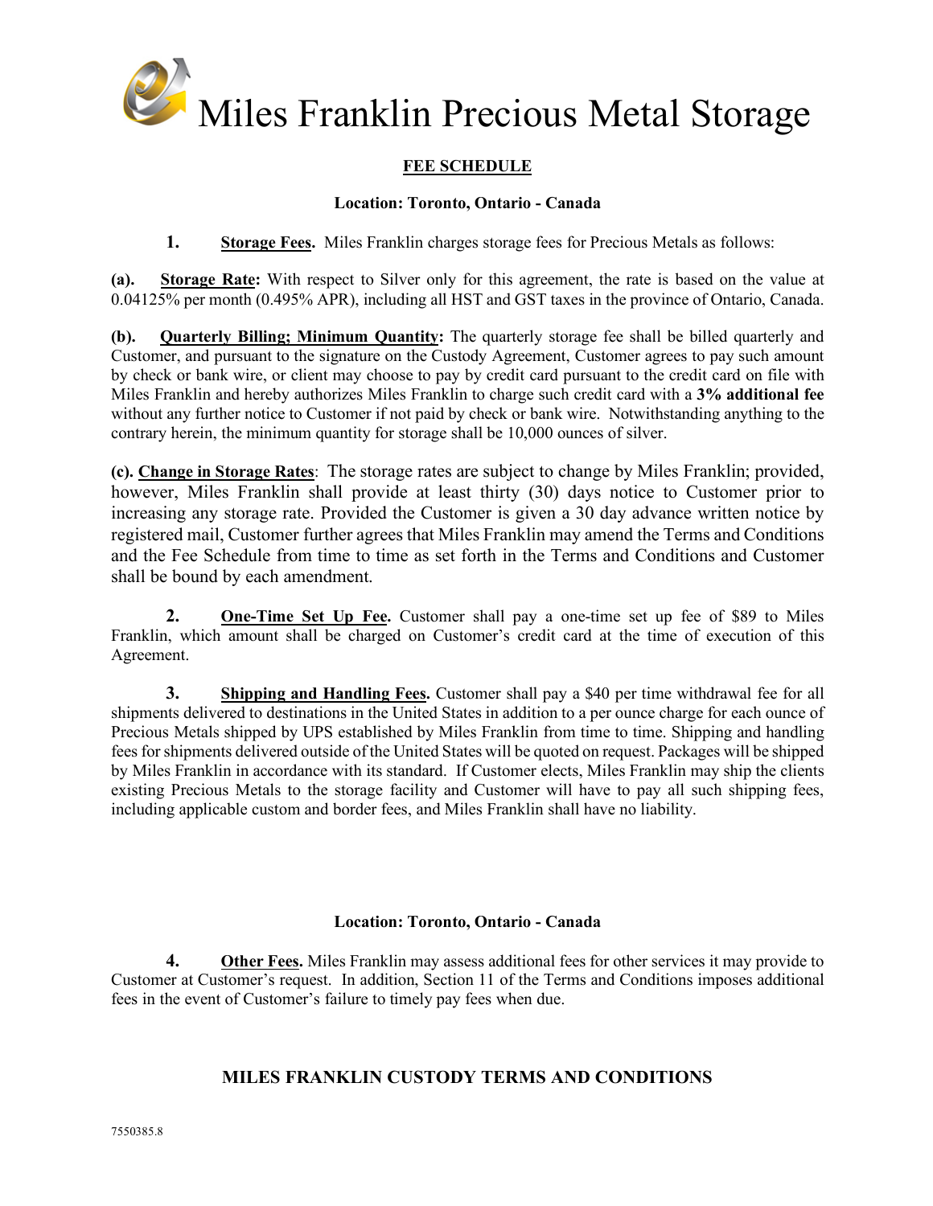# Miles Franklin Precious Metal Storage

## FEE SCHEDULE

**Location: Toronto, Ontario - Canada**

**1. Storage Fees.** Miles Franklin charges storage fees for Precious Metals as follows:

**(a). Storage Rate:** With respect to Silver only for this agreement, the rate is based on the value at 0.04125% per month (0.495% APR), including all HST and GST taxes in the province of Ontario, Canada.

**(b). Quarterly Billing; Minimum Quantity:** The quarterly storage fee shall be billed quarterly and Customer, and pursuant to the signature on the Custody Agreement, Customer agrees to pay such amount by check or bank wire, or client may choose to pay by credit card pursuant to the credit card on file with Miles Franklin and hereby authorizes Miles Franklin to charge such credit card with a **3% additional fee** without any further notice to Customer if not paid by check or bank wire. Notwithstanding anything to the contrary herein, the minimum quantity for storage shall be 10,000 ounces of silver.

**(c). Change in Storage Rates**: The storage rates are subject to change by Miles Franklin; provided, however, Miles Franklin shall provide at least thirty (30) days notice to Customer prior to increasing any storage rate. Provided the Customer is given a 30 day advance written notice by registered mail, Customer further agrees that Miles Franklin may amend the Terms and Conditions and the Fee Schedule from time to time as set forth in the Terms and Conditions and Customer shall be bound by each amendment.

**2. One-Time Set Up Fee.** Customer shall pay a one-time set up fee of $89 to Miles Franklin, which amount shall be charged on Customer's credit card at the time of execution of this Agreement.

**3. Shipping and Handling Fees.** Customer shall pay a $40 per time withdrawal fee for all shipments delivered to destinations in the United States in addition to a per ounce charge for each ounce of Precious Metals shipped by UPS established by Miles Franklin from time to time. Shipping and handling fees for shipments delivered outside of the United States will be quoted on request. Packages will be shipped by Miles Franklin in accordance with its standard. If Customer elects, Miles Franklin may ship the clients existing Precious Metals to the storage facility and Customer will have to pay all such shipping fees, including applicable custom and border fees, and Miles Franklin shall have no liability.

**Location: Toronto, Ontario - Canada**

**4. Other Fees.** Miles Franklin may assess additional fees for other services it may provide to Customer at Customer's request. In addition, Section 11 of the Terms and Conditions imposes additional fees in the event of Customer's failure to timely pay fees when due.

## MILES FRANKLIN CUSTODY TERMS AND CONDITIONS

7550385.8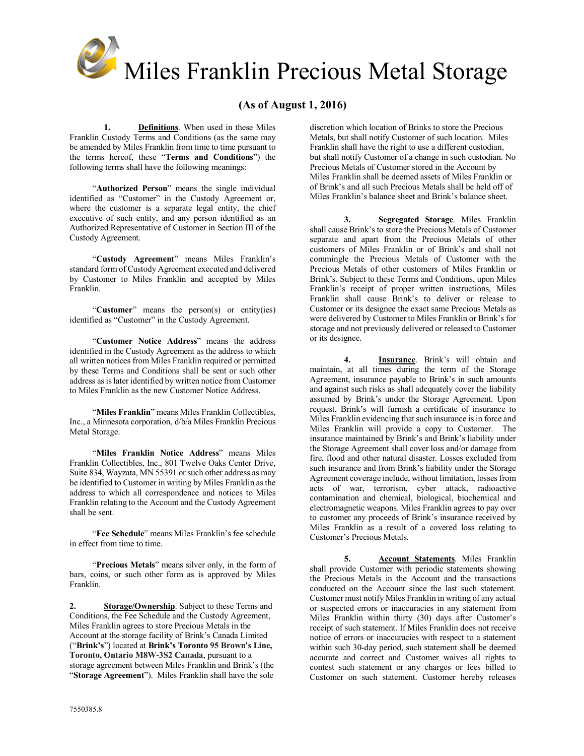# Miles Franklin Precious Metal Storage

**(As of August 1, 2016)**

**1. Definitions**. When used in these Miles Franklin Custody Terms and Conditions (as the same may be amended by Miles Franklin from time to time pursuant to the terms hereof, these "**Terms and Conditions**") the following terms shall have the following meanings:

"**Authorized Person**" means the single individual identified as "Customer" in the Custody Agreement or, where the customer is a separate legal entity, the chief executive of such entity, and any person identified as an Authorized Representative of Customer in Section III of the Custody Agreement.

"**Custody Agreement**" means Miles Franklin's standard form of Custody Agreement executed and delivered by Customer to Miles Franklin and accepted by Miles Franklin.

"**Customer**" means the person(s) or entity(ies) identified as "Customer" in the Custody Agreement.

"**Customer Notice Address**" means the address identified in the Custody Agreement as the address to which all written notices from Miles Franklin required or permitted by these Terms and Conditions shall be sent or such other address as is later identified by written notice from Customer to Miles Franklin as the new Customer Notice Address.

"**Miles Franklin**" means Miles Franklin Collectibles, Inc., a Minnesota corporation, d/b/a Miles Franklin Precious Metal Storage.

"**Miles Franklin Notice Address**" means Miles Franklin Collectibles, Inc., 801 Twelve Oaks Center Drive, Suite 834, Wayzata, MN 55391 or such other address as may be identified to Customer in writing by Miles Franklin as the address to which all correspondence and notices to Miles Franklin relating to the Account and the Custody Agreement shall be sent.

"**Fee Schedule**" means Miles Franklin's fee schedule in effect from time to time.

"**Precious Metals**" means silver only, in the form of bars, coins, or such other form as is approved by Miles Franklin.

**2. Storage/Ownership**. Subject to these Terms and Conditions, the Fee Schedule and the Custody Agreement, Miles Franklin agrees to store Precious Metals in the Account at the storage facility of Brink's Canada Limited ("**Brink's**") located at **Brink's Toronto 95 Brown's Line, Toronto, Ontario M8W-3S2 Canada**, pursuant to a storage agreement between Miles Franklin and Brink's (the "**Storage Agreement**"). Miles Franklin shall have the sole discretion which location of Brinks to store the Precious Metals, but shall notify Customer of such location. Miles Franklin shall have the right to use a different custodian, but shall notify Customer of a change in such custodian. No Precious Metals of Customer stored in the Account by Miles Franklin shall be deemed assets of Miles Franklin or of Brink's and all such Precious Metals shall be held off of Miles Franklin's balance sheet and Brink's balance sheet.

**3. Segregated Storage**. Miles Franklin shall cause Brink's to store the Precious Metals of Customer separate and apart from the Precious Metals of other customers of Miles Franklin or of Brink's and shall not commingle the Precious Metals of Customer with the Precious Metals of other customers of Miles Franklin or Brink's. Subject to these Terms and Conditions, upon Miles Franklin's receipt of proper written instructions, Miles Franklin shall cause Brink's to deliver or release to Customer or its designee the exact same Precious Metals as were delivered by Customer to Miles Franklin or Brink's for storage and not previously delivered or released to Customer or its designee.

**4. Insurance**. Brink's will obtain and maintain, at all times during the term of the Storage Agreement, insurance payable to Brink's in such amounts and against such risks as shall adequately cover the liability assumed by Brink's under the Storage Agreement. Upon request, Brink's will furnish a certificate of insurance to Miles Franklin evidencing that such insurance is in force and Miles Franklin will provide a copy to Customer. The insurance maintained by Brink's and Brink's liability under the Storage Agreement shall cover loss and/or damage from fire, flood and other natural disaster. Losses excluded from such insurance and from Brink's liability under the Storage Agreement coverage include, without limitation, losses from acts of war, terrorism, cyber attack, radioactive contamination and chemical, biological, biochemical and electromagnetic weapons. Miles Franklin agrees to pay over to customer any proceeds of Brink's insurance received by Miles Franklin as a result of a covered loss relating to Customer's Precious Metals.

**5. Account Statements**. Miles Franklin shall provide Customer with periodic statements showing the Precious Metals in the Account and the transactions conducted on the Account since the last such statement. Customer must notify Miles Franklin in writing of any actual or suspected errors or inaccuracies in any statement from Miles Franklin within thirty (30) days after Customer's receipt of such statement. If Miles Franklin does not receive notice of errors or inaccuracies with respect to a statement within such 30-day period, such statement shall be deemed accurate and correct and Customer waives all rights to contest such statement or any charges or fees billed to Customer on such statement. Customer hereby releases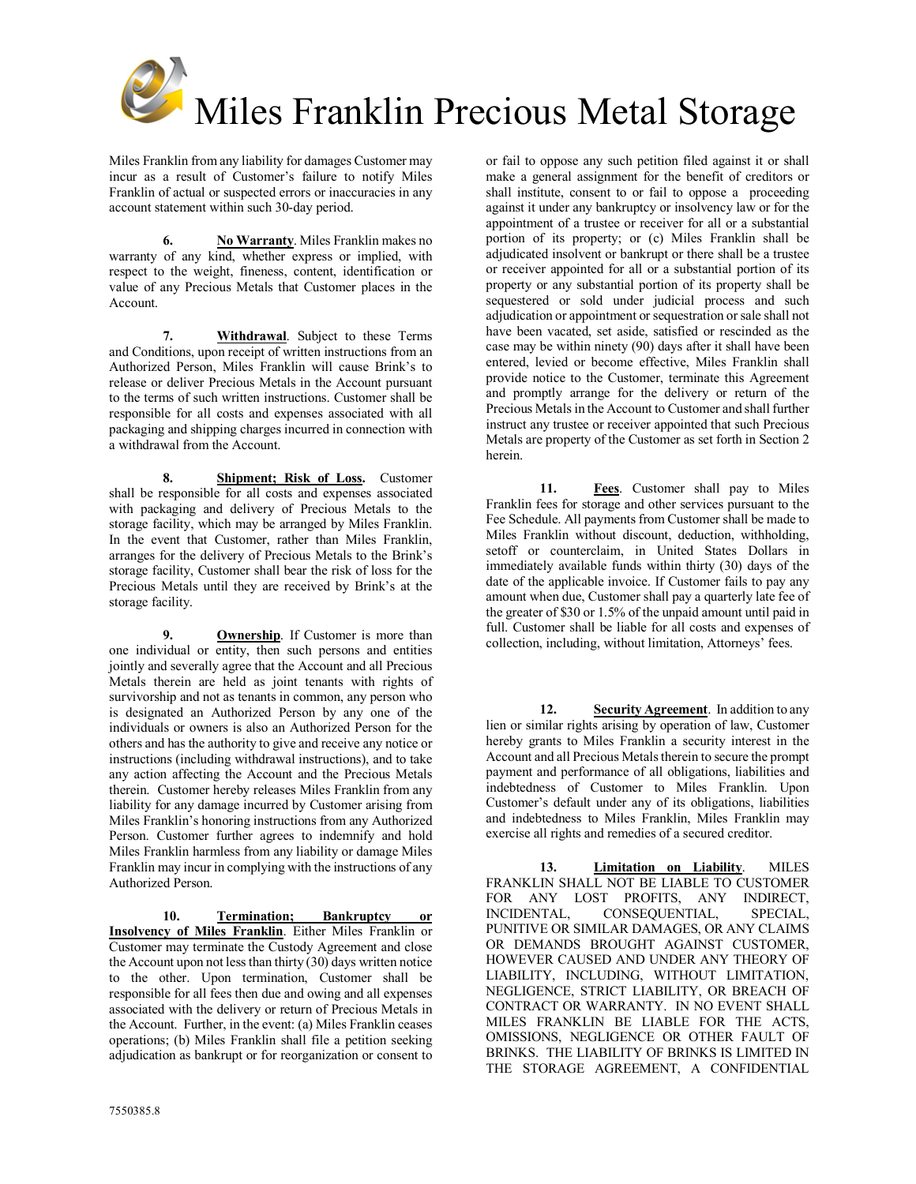Miles Franklin from any liability for damages Customer may incur as a result of Customer's failure to notify Miles Franklin of actual or suspected errors or inaccuracies in any account statement within such 30-day period.

**6. No Warranty**. Miles Franklin makes no warranty of any kind, whether express or implied, with respect to the weight, fineness, content, identification or value of any Precious Metals that Customer places in the Account.

**7. Withdrawal**. Subject to these Terms and Conditions, upon receipt of written instructions from an Authorized Person, Miles Franklin will cause Brink's to release or deliver Precious Metals in the Account pursuant to the terms of such written instructions. Customer shall be responsible for all costs and expenses associated with all packaging and shipping charges incurred in connection with a withdrawal from the Account.

**8. Shipment; Risk of Loss.** Customer shall be responsible for all costs and expenses associated with packaging and delivery of Precious Metals to the storage facility, which may be arranged by Miles Franklin. In the event that Customer, rather than Miles Franklin, arranges for the delivery of Precious Metals to the Brink's storage facility, Customer shall bear the risk of loss for the Precious Metals until they are received by Brink's at the storage facility.

**9. Ownership**. If Customer is more than one individual or entity, then such persons and entities jointly and severally agree that the Account and all Precious Metals therein are held as joint tenants with rights of survivorship and not as tenants in common, any person who is designated an Authorized Person by any one of the individuals or owners is also an Authorized Person for the others and has the authority to give and receive any notice or instructions (including withdrawal instructions), and to take any action affecting the Account and the Precious Metals therein. Customer hereby releases Miles Franklin from any liability for any damage incurred by Customer arising from Miles Franklin's honoring instructions from any Authorized Person. Customer further agrees to indemnify and hold Miles Franklin harmless from any liability or damage Miles Franklin may incur in complying with the instructions of any Authorized Person.

**10. Termination; Bankruptcy or Insolvency of Miles Franklin**. Either Miles Franklin or Customer may terminate the Custody Agreement and close the Account upon not less than thirty (30) days written notice to the other. Upon termination, Customer shall be responsible for all fees then due and owing and all expenses associated with the delivery or return of Precious Metals in the Account. Further, in the event: (a) Miles Franklin ceases operations; (b) Miles Franklin shall file a petition seeking adjudication as bankrupt or for reorganization or consent to or fail to oppose any such petition filed against it or shall make a general assignment for the benefit of creditors or shall institute, consent to or fail to oppose a proceeding against it under any bankruptcy or insolvency law or for the appointment of a trustee or receiver for all or a substantial portion of its property; or (c) Miles Franklin shall be adjudicated insolvent or bankrupt or there shall be a trustee or receiver appointed for all or a substantial portion of its property or any substantial portion of its property shall be sequestered or sold under judicial process and such adjudication or appointment or sequestration or sale shall not have been vacated, set aside, satisfied or rescinded as the case may be within ninety (90) days after it shall have been entered, levied or become effective, Miles Franklin shall provide notice to the Customer, terminate this Agreement and promptly arrange for the delivery or return of the Precious Metals in the Account to Customer and shall further instruct any trustee or receiver appointed that such Precious Metals are property of the Customer as set forth in Section 2 herein.

**11. Fees**. Customer shall pay to Miles Franklin fees for storage and other services pursuant to the Fee Schedule. All payments from Customer shall be made to Miles Franklin without discount, deduction, withholding, setoff or counterclaim, in United States Dollars in immediately available funds within thirty (30) days of the date of the applicable invoice. If Customer fails to pay any amount when due, Customer shall pay a quarterly late fee of the greater of $30 or 1.5% of the unpaid amount until paid in full. Customer shall be liable for all costs and expenses of collection, including, without limitation, Attorneys' fees.

**12. Security Agreement**. In addition to any lien or similar rights arising by operation of law, Customer hereby grants to Miles Franklin a security interest in the Account and all Precious Metals therein to secure the prompt payment and performance of all obligations, liabilities and indebtedness of Customer to Miles Franklin. Upon Customer's default under any of its obligations, liabilities and indebtedness to Miles Franklin, Miles Franklin may exercise all rights and remedies of a secured creditor.

**13. Limitation on Liability**. MILES FRANKLIN SHALL NOT BE LIABLE TO CUSTOMER FOR ANY LOST PROFITS, ANY INDIRECT, INCIDENTAL, CONSEQUENTIAL, SPECIAL, PUNITIVE OR SIMILAR DAMAGES, OR ANY CLAIMS OR DEMANDS BROUGHT AGAINST CUSTOMER, HOWEVER CAUSED AND UNDER ANY THEORY OF LIABILITY, INCLUDING, WITHOUT LIMITATION, NEGLIGENCE, STRICT LIABILITY, OR BREACH OF CONTRACT OR WARRANTY. IN NO EVENT SHALL MILES FRANKLIN BE LIABLE FOR THE ACTS, OMISSIONS, NEGLIGENCE OR OTHER FAULT OF BRINKS. THE LIABILITY OF BRINKS IS LIMITED IN THE STORAGE AGREEMENT, A CONFIDENTIAL

7550385.8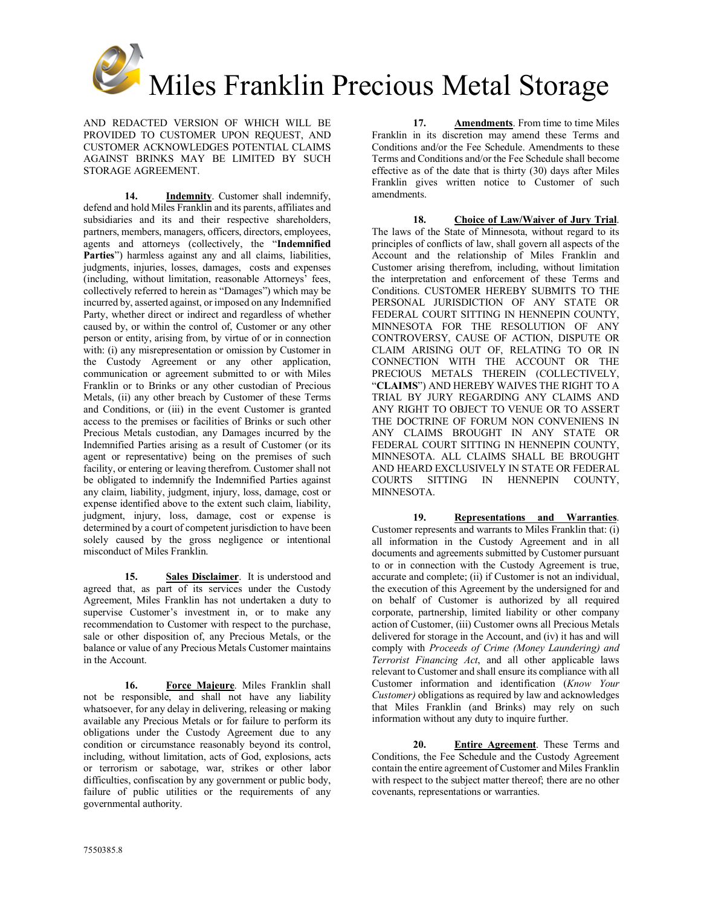AND REDACTED VERSION OF WHICH WILL BE PROVIDED TO CUSTOMER UPON REQUEST, AND CUSTOMER ACKNOWLEDGES POTENTIAL CLAIMS AGAINST BRINKS MAY BE LIMITED BY SUCH STORAGE AGREEMENT.

**14. Indemnity**. Customer shall indemnify, defend and hold Miles Franklin and its parents, affiliates and subsidiaries and its and their respective shareholders, partners, members, managers, officers, directors, employees, agents and attorneys (collectively, the "**Indemnified Parties**") harmless against any and all claims, liabilities, judgments, injuries, losses, damages, costs and expenses (including, without limitation, reasonable Attorneys' fees, collectively referred to herein as "Damages") which may be incurred by, asserted against, or imposed on any Indemnified Party, whether direct or indirect and regardless of whether caused by, or within the control of, Customer or any other person or entity, arising from, by virtue of or in connection with: (i) any misrepresentation or omission by Customer in the Custody Agreement or any other application, communication or agreement submitted to or with Miles Franklin or to Brinks or any other custodian of Precious Metals, (ii) any other breach by Customer of these Terms and Conditions, or (iii) in the event Customer is granted access to the premises or facilities of Brinks or such other Precious Metals custodian, any Damages incurred by the Indemnified Parties arising as a result of Customer (or its agent or representative) being on the premises of such facility, or entering or leaving therefrom. Customer shall not be obligated to indemnify the Indemnified Parties against any claim, liability, judgment, injury, loss, damage, cost or expense identified above to the extent such claim, liability, judgment, injury, loss, damage, cost or expense is determined by a court of competent jurisdiction to have been solely caused by the gross negligence or intentional misconduct of Miles Franklin.

**15. Sales Disclaimer**. It is understood and agreed that, as part of its services under the Custody Agreement, Miles Franklin has not undertaken a duty to supervise Customer's investment in, or to make any recommendation to Customer with respect to the purchase, sale or other disposition of, any Precious Metals, or the balance or value of any Precious Metals Customer maintains in the Account.

**16. Force Majeure**. Miles Franklin shall not be responsible, and shall not have any liability whatsoever, for any delay in delivering, releasing or making available any Precious Metals or for failure to perform its obligations under the Custody Agreement due to any condition or circumstance reasonably beyond its control, including, without limitation, acts of God, explosions, acts or terrorism or sabotage, war, strikes or other labor difficulties, confiscation by any government or public body, failure of public utilities or the requirements of any governmental authority.

**17. Amendments**. From time to time Miles Franklin in its discretion may amend these Terms and Conditions and/or the Fee Schedule. Amendments to these Terms and Conditions and/or the Fee Schedule shall become effective as of the date that is thirty (30) days after Miles Franklin gives written notice to Customer of such amendments.

**18. Choice of Law/Waiver of Jury Trial**. The laws of the State of Minnesota, without regard to its principles of conflicts of law, shall govern all aspects of the Account and the relationship of Miles Franklin and Customer arising therefrom, including, without limitation the interpretation and enforcement of these Terms and Conditions. CUSTOMER HEREBY SUBMITS TO THE PERSONAL JURISDICTION OF ANY STATE OR FEDERAL COURT SITTING IN HENNEPIN COUNTY, MINNESOTA FOR THE RESOLUTION OF ANY CONTROVERSY, CAUSE OF ACTION, DISPUTE OR CLAIM ARISING OUT OF, RELATING TO OR IN CONNECTION WITH THE ACCOUNT OR THE PRECIOUS METALS THEREIN (COLLECTIVELY, "**CLAIMS**") AND HEREBY WAIVES THE RIGHT TO A TRIAL BY JURY REGARDING ANY CLAIMS AND ANY RIGHT TO OBJECT TO VENUE OR TO ASSERT THE DOCTRINE OF FORUM NON CONVENIENS IN ANY CLAIMS BROUGHT IN ANY STATE OR FEDERAL COURT SITTING IN HENNEPIN COUNTY, MINNESOTA. ALL CLAIMS SHALL BE BROUGHT AND HEARD EXCLUSIVELY IN STATE OR FEDERAL COURTS SITTING IN HENNEPIN COUNTY, MINNESOTA.

**19. Representations and Warranties**. Customer represents and warrants to Miles Franklin that: (i) all information in the Custody Agreement and in all documents and agreements submitted by Customer pursuant to or in connection with the Custody Agreement is true, accurate and complete; (ii) if Customer is not an individual, the execution of this Agreement by the undersigned for and on behalf of Customer is authorized by all required corporate, partnership, limited liability or other company action of Customer, (iii) Customer owns all Precious Metals delivered for storage in the Account, and (iv) it has and will comply with *Proceeds of Crime (Money Laundering) and Terrorist Financing Act*, and all other applicable laws relevant to Customer and shall ensure its compliance with all Customer information and identification (*Know Your Customer)* obligations as required by law and acknowledges that Miles Franklin (and Brinks) may rely on such information without any duty to inquire further.

**20. Entire Agreement**. These Terms and Conditions, the Fee Schedule and the Custody Agreement contain the entire agreement of Customer and Miles Franklin with respect to the subject matter thereof; there are no other covenants, representations or warranties.

7550385.8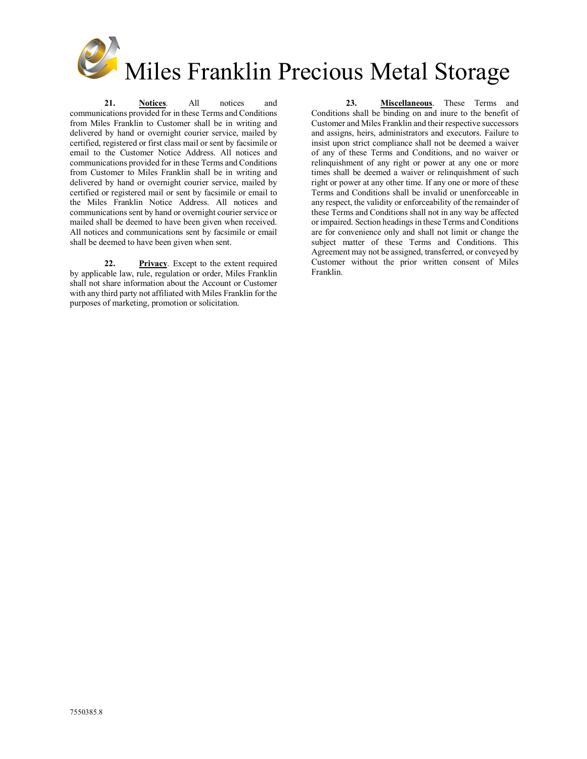**21. Notices**. All notices and communications provided for in these Terms and Conditions from Miles Franklin to Customer shall be in writing and delivered by hand or overnight courier service, mailed by certified, registered or first class mail or sent by facsimile or email to the Customer Notice Address. All notices and communications provided for in these Terms and Conditions from Customer to Miles Franklin shall be in writing and delivered by hand or overnight courier service, mailed by certified or registered mail or sent by facsimile or email to the Miles Franklin Notice Address. All notices and communications sent by hand or overnight courier service or mailed shall be deemed to have been given when received. All notices and communications sent by facsimile or email shall be deemed to have been given when sent.

**22. Privacy**. Except to the extent required by applicable law, rule, regulation or order, Miles Franklin shall not share information about the Account or Customer with any third party not affiliated with Miles Franklin for the purposes of marketing, promotion or solicitation.

**23. Miscellaneous**. These Terms and Conditions shall be binding on and inure to the benefit of Customer and Miles Franklin and their respective successors and assigns, heirs, administrators and executors. Failure to insist upon strict compliance shall not be deemed a waiver of any of these Terms and Conditions, and no waiver or relinquishment of any right or power at any one or more times shall be deemed a waiver or relinquishment of such right or power at any other time. If any one or more of these Terms and Conditions shall be invalid or unenforceable in any respect, the validity or enforceability of the remainder of these Terms and Conditions shall not in any way be affected or impaired. Section headings in these Terms and Conditions are for convenience only and shall not limit or change the subject matter of these Terms and Conditions. This Agreement may not be assigned, transferred, or conveyed by Customer without the prior written consent of Miles Franklin.

7550385.8